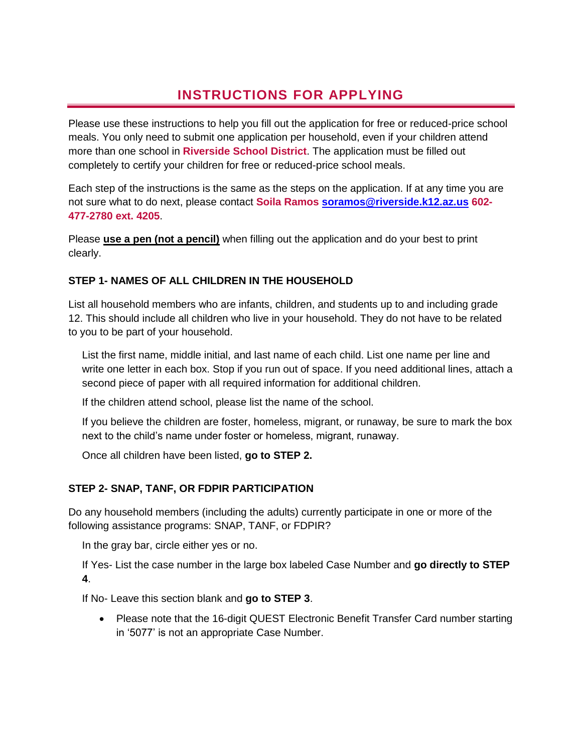# INSTRUCTIONS FOR APPLYING

Please use these instructions to help you fill out the application for free or reduced-price school meals. You only need to submit one application per household, even if your children attend more than one school in **Riverside School District**. The application must be filled out completely to certify your children for free or reduced-price school meals.

Each step of the instructions is the same as the steps on the application. If at any time you are not sure what to do next, please contact **Soila Ramos** **soramos@riverside.k12.az.us** **602-477-2780 ext. 4205**.

Please **use a pen (not a pencil)** when filling out the application and do your best to print clearly.

### STEP 1- NAMES OF ALL CHILDREN IN THE HOUSEHOLD

List all household members who are infants, children, and students up to and including grade 12. This should include all children who live in your household. They do not have to be related to you to be part of your household.

List the first name, middle initial, and last name of each child. List one name per line and write one letter in each box. Stop if you run out of space. If you need additional lines, attach a second piece of paper with all required information for additional children.

If the children attend school, please list the name of the school.

If you believe the children are foster, homeless, migrant, or runaway, be sure to mark the box next to the child's name under foster or homeless, migrant, runaway.

Once all children have been listed, **go to STEP 2.**

### STEP 2- SNAP, TANF, OR FDPIR PARTICIPATION

Do any household members (including the adults) currently participate in one or more of the following assistance programs: SNAP, TANF, or FDPIR?

In the gray bar, circle either yes or no.

If Yes- List the case number in the large box labeled Case Number and **go directly to STEP 4**.

If No- Leave this section blank and **go to STEP 3**.

- Please note that the 16-digit QUEST Electronic Benefit Transfer Card number starting in '5077' is not an appropriate Case Number.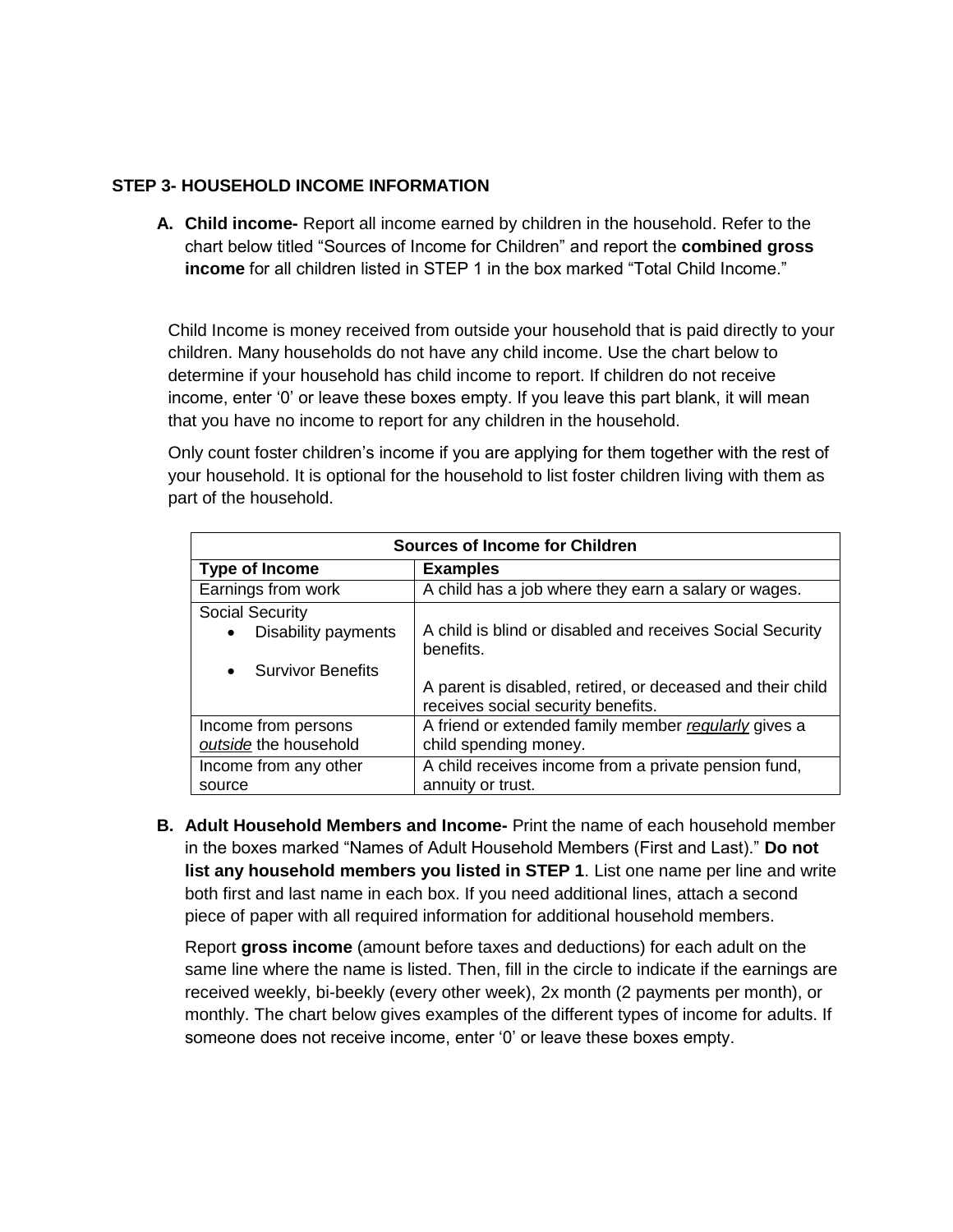## STEP 3- HOUSEHOLD INCOME INFORMATION

**A. Child income-** Report all income earned by children in the household. Refer to the chart below titled "Sources of Income for Children" and report the **combined gross income** for all children listed in STEP 1 in the box marked "Total Child Income."

Child Income is money received from outside your household that is paid directly to your children. Many households do not have any child income. Use the chart below to determine if your household has child income to report. If children do not receive income, enter '0' or leave these boxes empty. If you leave this part blank, it will mean that you have no income to report for any children in the household.

Only count foster children's income if you are applying for them together with the rest of your household. It is optional for the household to list foster children living with them as part of the household.

| Sources of Income for Children | |
|---|---|
| **Type of Income** | **Examples** |
| Earnings from work | A child has a job where they earn a salary or wages. |
| Social Security<br>• Disability payments<br>• Survivor Benefits | A child is blind or disabled and receives Social Security benefits.<br><br>A parent is disabled, retired, or deceased and their child receives social security benefits. |
| Income from persons *outside* the household | A friend or extended family member *regularly* gives a child spending money. |
| Income from any other source | A child receives income from a private pension fund, annuity or trust. |

**B. Adult Household Members and Income-** Print the name of each household member in the boxes marked "Names of Adult Household Members (First and Last)." **Do not list any household members you listed in STEP 1**. List one name per line and write both first and last name in each box. If you need additional lines, attach a second piece of paper with all required information for additional household members.

Report **gross income** (amount before taxes and deductions) for each adult on the same line where the name is listed. Then, fill in the circle to indicate if the earnings are received weekly, bi-beekly (every other week), 2x month (2 payments per month), or monthly. The chart below gives examples of the different types of income for adults. If someone does not receive income, enter '0' or leave these boxes empty.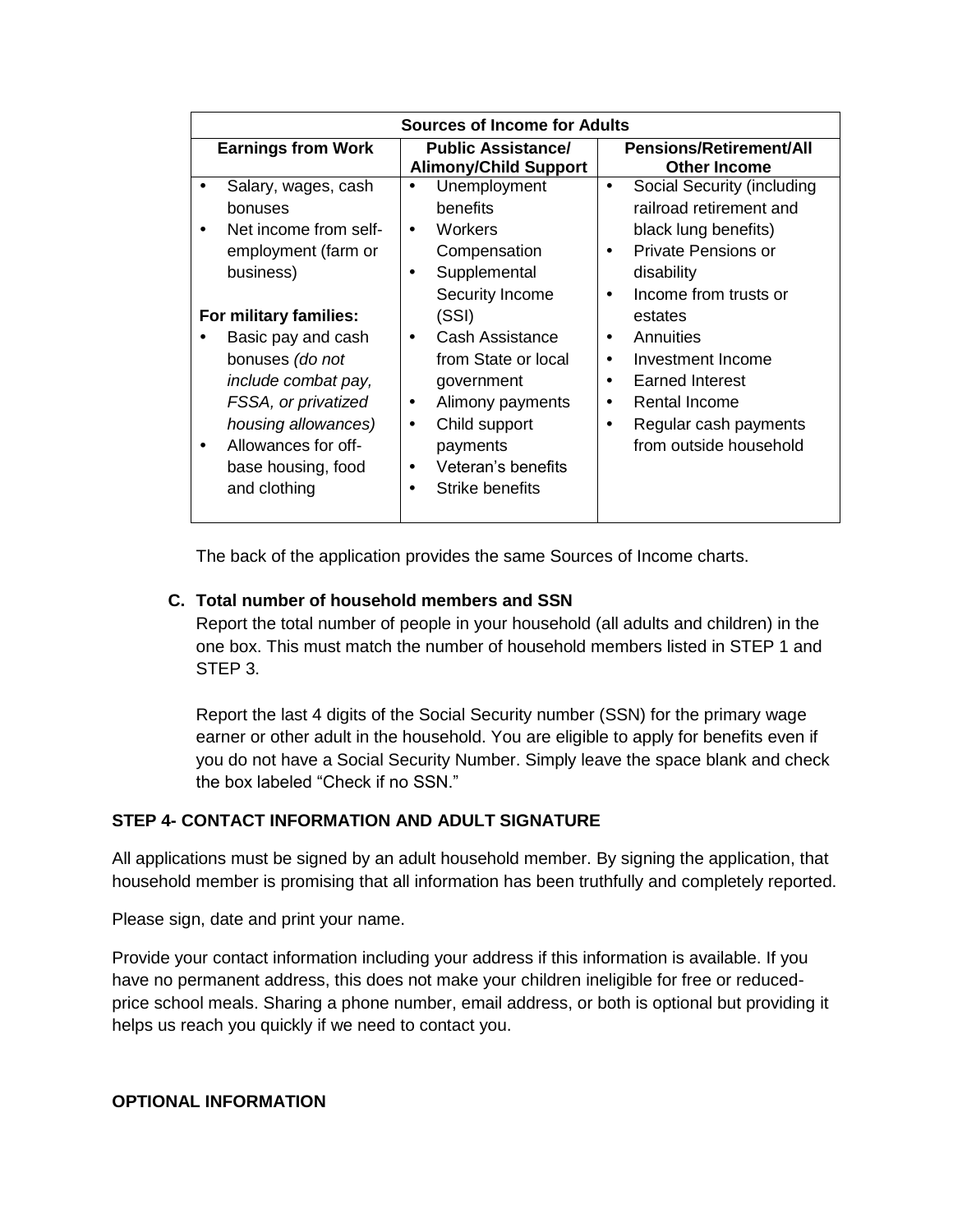| Sources of Income for Adults | | |
|---|---|---|
| **Earnings from Work** | **Public Assistance/ Alimony/Child Support** | **Pensions/Retirement/All Other Income** |
| • Salary, wages, cash bonuses<br>• Net income from self-employment (farm or business)<br><br>**For military families:**<br>• Basic pay and cash bonuses *(do not include combat pay, FSSA, or privatized housing allowances)*<br>• Allowances for off-base housing, food and clothing | • Unemployment benefits<br>• Workers Compensation<br>• Supplemental Security Income (SSI)<br>• Cash Assistance from State or local government<br>• Alimony payments<br>• Child support payments<br>• Veteran's benefits<br>• Strike benefits | • Social Security (including railroad retirement and black lung benefits)<br>• Private Pensions or disability<br>• Income from trusts or estates<br>• Annuities<br>• Investment Income<br>• Earned Interest<br>• Rental Income<br>• Regular cash payments from outside household |

The back of the application provides the same Sources of Income charts.

**C. Total number of household members and SSN**

Report the total number of people in your household (all adults and children) in the one box. This must match the number of household members listed in STEP 1 and STEP 3.

Report the last 4 digits of the Social Security number (SSN) for the primary wage earner or other adult in the household. You are eligible to apply for benefits even if you do not have a Social Security Number. Simply leave the space blank and check the box labeled "Check if no SSN."

**STEP 4- CONTACT INFORMATION AND ADULT SIGNATURE**

All applications must be signed by an adult household member. By signing the application, that household member is promising that all information has been truthfully and completely reported.

Please sign, date and print your name.

Provide your contact information including your address if this information is available. If you have no permanent address, this does not make your children ineligible for free or reduced-price school meals. Sharing a phone number, email address, or both is optional but providing it helps us reach you quickly if we need to contact you.

**OPTIONAL INFORMATION**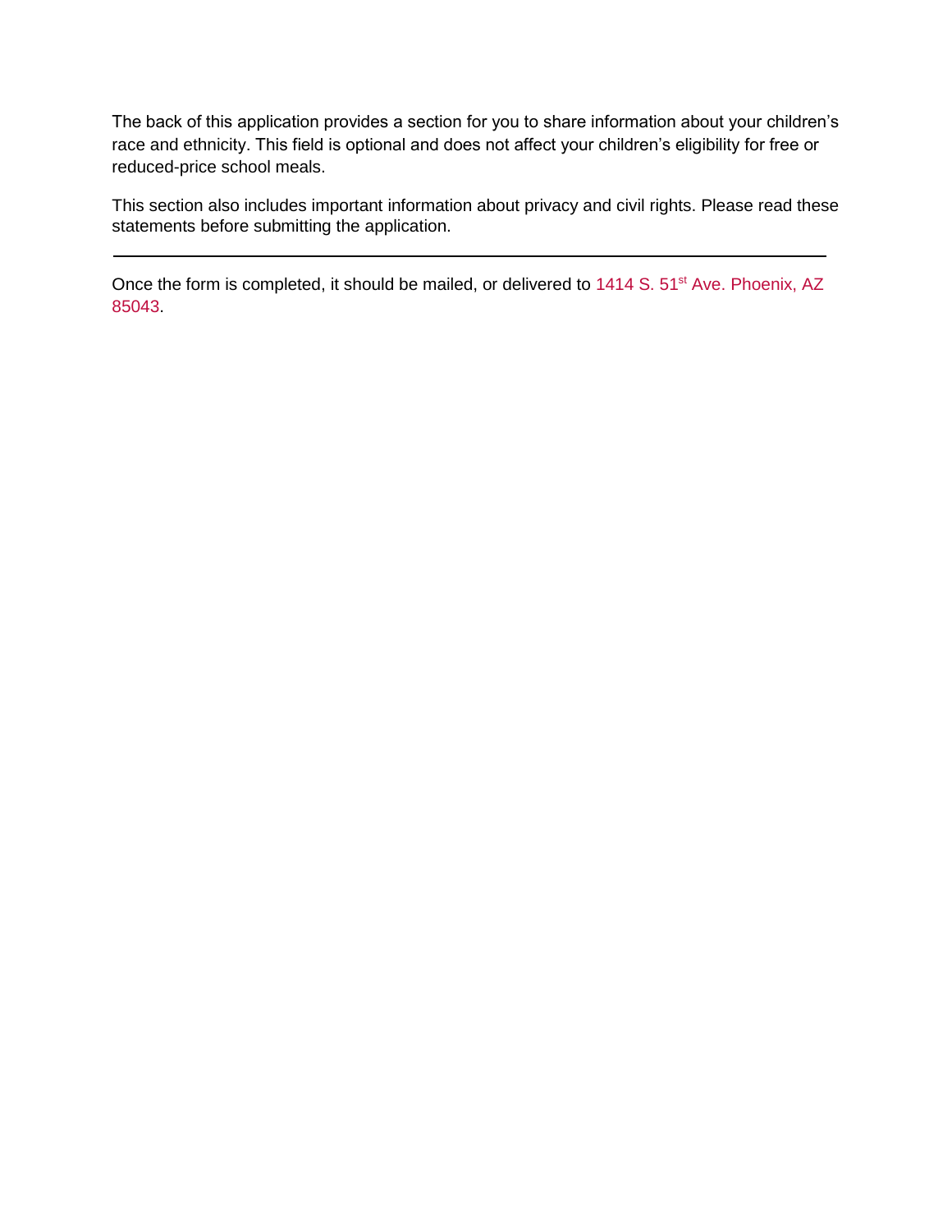The back of this application provides a section for you to share information about your children's race and ethnicity. This field is optional and does not affect your children's eligibility for free or reduced-price school meals.

This section also includes important information about privacy and civil rights. Please read these statements before submitting the application.

---

Once the form is completed, it should be mailed, or delivered to 1414 S. 51st Ave. Phoenix, AZ 85043.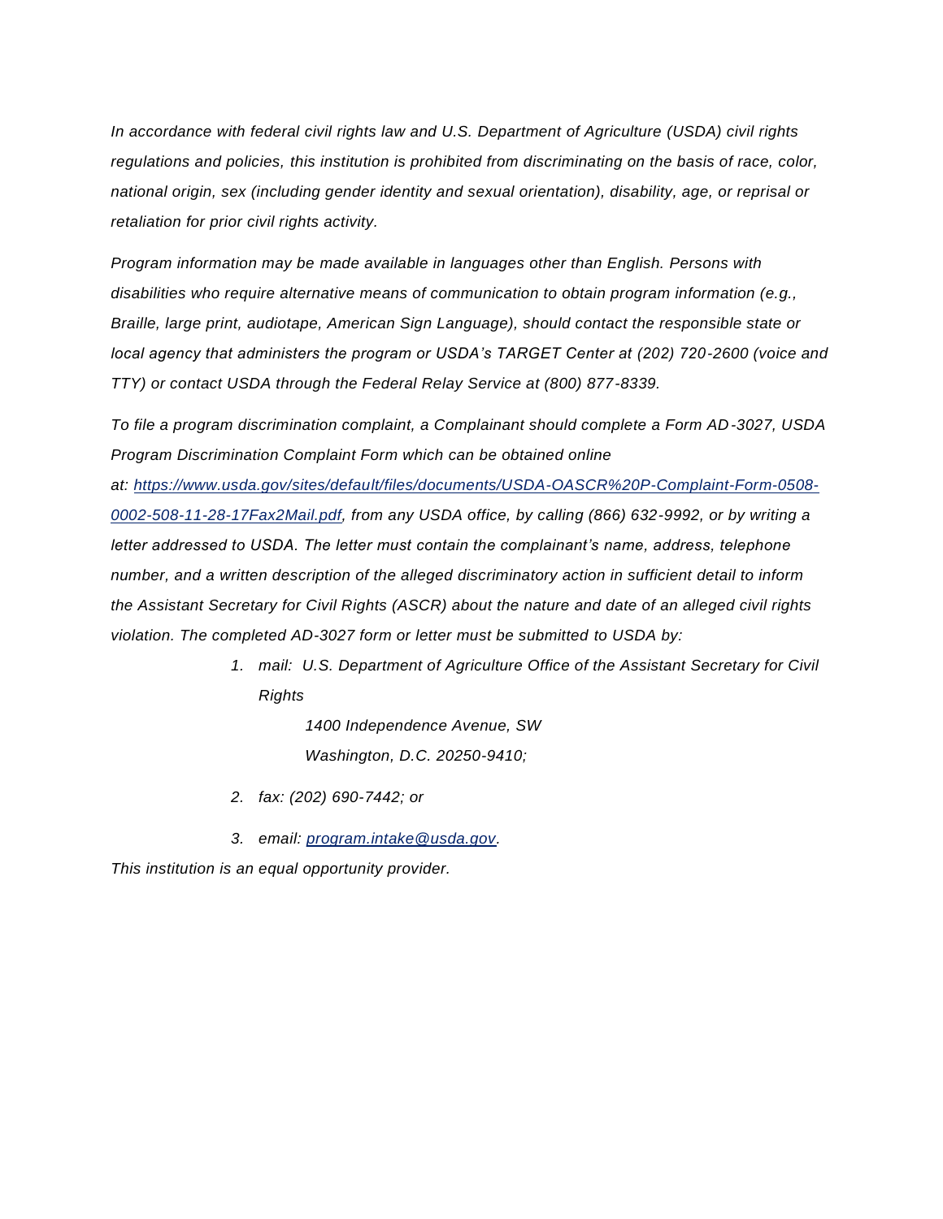*In accordance with federal civil rights law and U.S. Department of Agriculture (USDA) civil rights regulations and policies, this institution is prohibited from discriminating on the basis of race, color, national origin, sex (including gender identity and sexual orientation), disability, age, or reprisal or retaliation for prior civil rights activity.*

*Program information may be made available in languages other than English. Persons with disabilities who require alternative means of communication to obtain program information (e.g., Braille, large print, audiotape, American Sign Language), should contact the responsible state or local agency that administers the program or USDA's TARGET Center at (202) 720-2600 (voice and TTY) or contact USDA through the Federal Relay Service at (800) 877-8339.*

*To file a program discrimination complaint, a Complainant should complete a Form AD-3027, USDA Program Discrimination Complaint Form which can be obtained online at: [https://www.usda.gov/sites/default/files/documents/USDA-OASCR%20P-Complaint-Form-0508-0002-508-11-28-17Fax2Mail.pdf](https://www.usda.gov/sites/default/files/documents/USDA-OASCR%20P-Complaint-Form-0508-0002-508-11-28-17Fax2Mail.pdf), from any USDA office, by calling (866) 632-9992, or by writing a letter addressed to USDA. The letter must contain the complainant's name, address, telephone number, and a written description of the alleged discriminatory action in sufficient detail to inform the Assistant Secretary for Civil Rights (ASCR) about the nature and date of an alleged civil rights violation. The completed AD-3027 form or letter must be submitted to USDA by:*

1. *mail: U.S. Department of Agriculture Office of the Assistant Secretary for Civil Rights*
   *1400 Independence Avenue, SW*
   *Washington, D.C. 20250-9410;*
2. *fax: (202) 690-7442; or*
3. *email: [program.intake@usda.gov](mailto:program.intake@usda.gov).*

*This institution is an equal opportunity provider.*